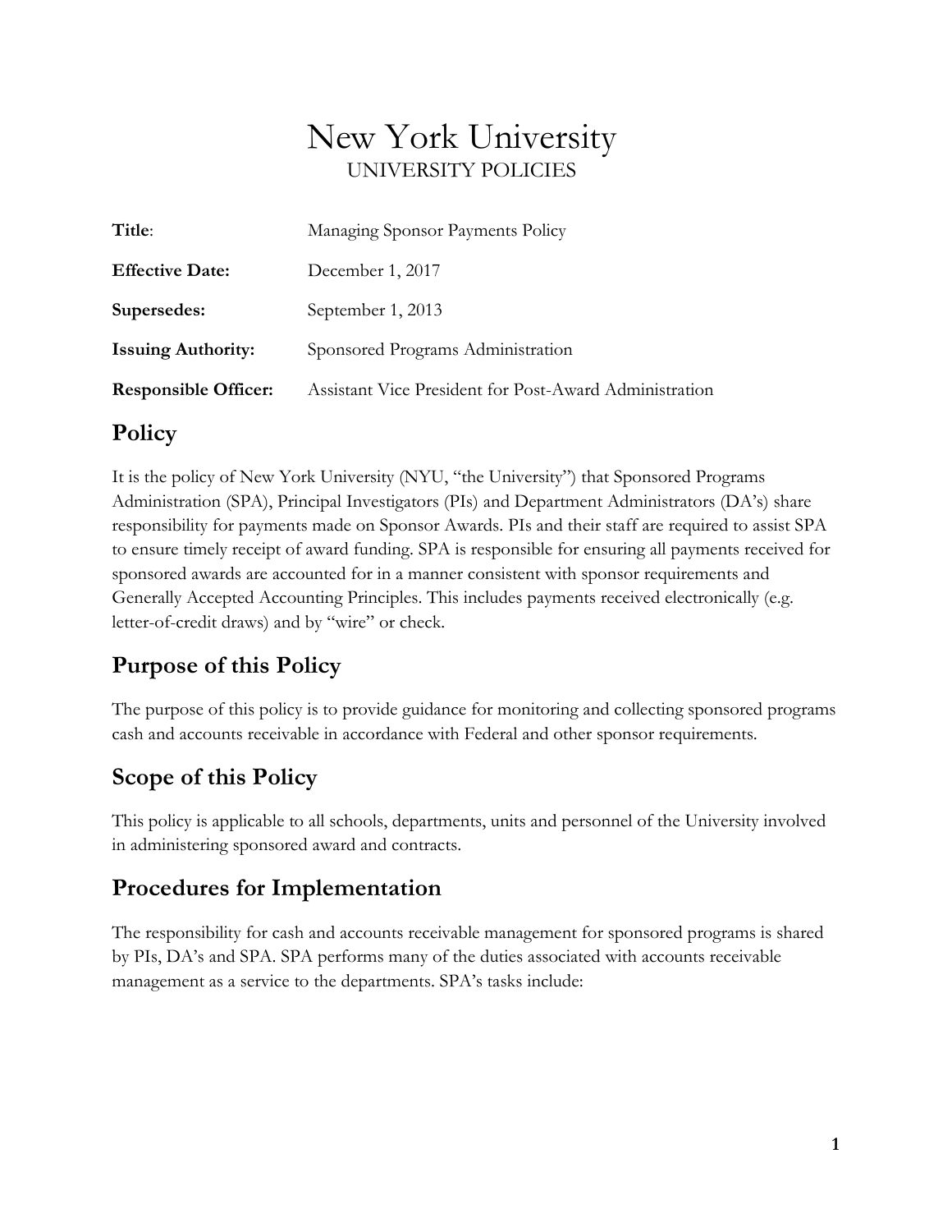# New York University

UNIVERSITY POLICIES

| | |
|---|---|
| **Title**: | Managing Sponsor Payments Policy |
| **Effective Date:** | December 1, 2017 |
| **Supersedes:** | September 1, 2013 |
| **Issuing Authority:** | Sponsored Programs Administration |
| **Responsible Officer:** | Assistant Vice President for Post-Award Administration |

## Policy

It is the policy of New York University (NYU, "the University") that Sponsored Programs Administration (SPA), Principal Investigators (PIs) and Department Administrators (DA's) share responsibility for payments made on Sponsor Awards. PIs and their staff are required to assist SPA to ensure timely receipt of award funding. SPA is responsible for ensuring all payments received for sponsored awards are accounted for in a manner consistent with sponsor requirements and Generally Accepted Accounting Principles. This includes payments received electronically (e.g. letter-of-credit draws) and by "wire" or check.

## Purpose of this Policy

The purpose of this policy is to provide guidance for monitoring and collecting sponsored programs cash and accounts receivable in accordance with Federal and other sponsor requirements.

## Scope of this Policy

This policy is applicable to all schools, departments, units and personnel of the University involved in administering sponsored award and contracts.

## Procedures for Implementation

The responsibility for cash and accounts receivable management for sponsored programs is shared by PIs, DA's and SPA. SPA performs many of the duties associated with accounts receivable management as a service to the departments. SPA's tasks include: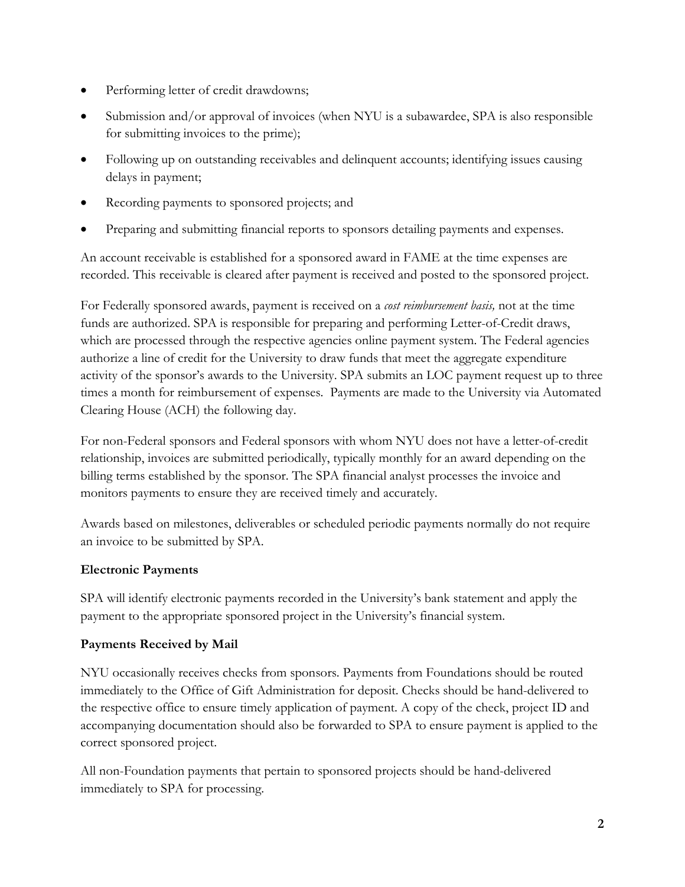- Performing letter of credit drawdowns;
- Submission and/or approval of invoices (when NYU is a subawardee, SPA is also responsible for submitting invoices to the prime);
- Following up on outstanding receivables and delinquent accounts; identifying issues causing delays in payment;
- Recording payments to sponsored projects; and
- Preparing and submitting financial reports to sponsors detailing payments and expenses.

An account receivable is established for a sponsored award in FAME at the time expenses are recorded. This receivable is cleared after payment is received and posted to the sponsored project.

For Federally sponsored awards, payment is received on a *cost reimbursement basis,* not at the time funds are authorized. SPA is responsible for preparing and performing Letter-of-Credit draws, which are processed through the respective agencies online payment system. The Federal agencies authorize a line of credit for the University to draw funds that meet the aggregate expenditure activity of the sponsor's awards to the University. SPA submits an LOC payment request up to three times a month for reimbursement of expenses. Payments are made to the University via Automated Clearing House (ACH) the following day.

For non-Federal sponsors and Federal sponsors with whom NYU does not have a letter-of-credit relationship, invoices are submitted periodically, typically monthly for an award depending on the billing terms established by the sponsor. The SPA financial analyst processes the invoice and monitors payments to ensure they are received timely and accurately.

Awards based on milestones, deliverables or scheduled periodic payments normally do not require an invoice to be submitted by SPA.

**Electronic Payments**

SPA will identify electronic payments recorded in the University's bank statement and apply the payment to the appropriate sponsored project in the University's financial system.

**Payments Received by Mail**

NYU occasionally receives checks from sponsors. Payments from Foundations should be routed immediately to the Office of Gift Administration for deposit. Checks should be hand-delivered to the respective office to ensure timely application of payment. A copy of the check, project ID and accompanying documentation should also be forwarded to SPA to ensure payment is applied to the correct sponsored project.

All non-Foundation payments that pertain to sponsored projects should be hand-delivered immediately to SPA for processing.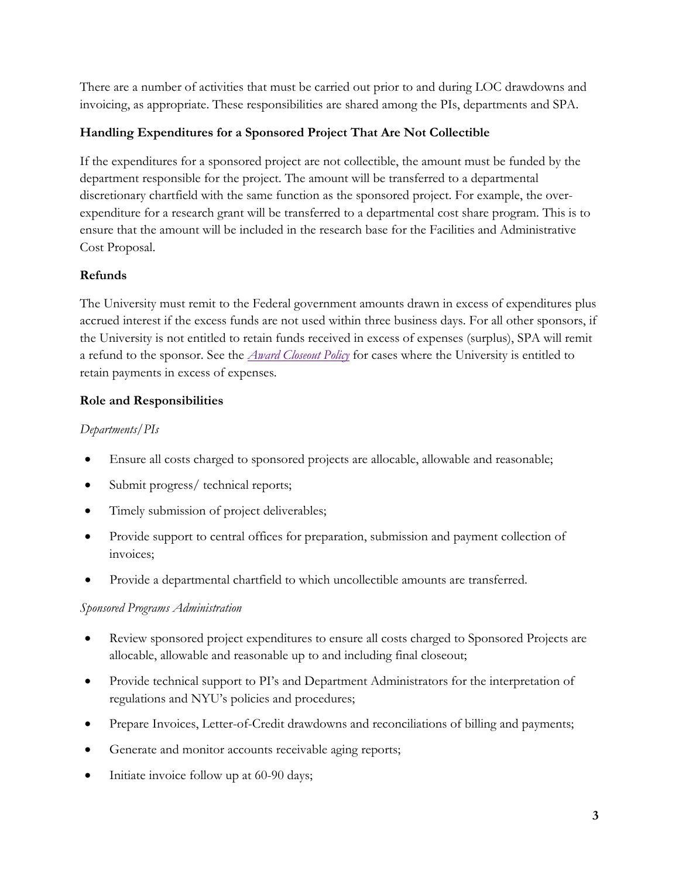There are a number of activities that must be carried out prior to and during LOC drawdowns and invoicing, as appropriate. These responsibilities are shared among the PIs, departments and SPA.

## Handling Expenditures for a Sponsored Project That Are Not Collectible

If the expenditures for a sponsored project are not collectible, the amount must be funded by the department responsible for the project. The amount will be transferred to a departmental discretionary chartfield with the same function as the sponsored project. For example, the over-expenditure for a research grant will be transferred to a departmental cost share program. This is to ensure that the amount will be included in the research base for the Facilities and Administrative Cost Proposal.

## Refunds

The University must remit to the Federal government amounts drawn in excess of expenditures plus accrued interest if the excess funds are not used within three business days. For all other sponsors, if the University is not entitled to retain funds received in excess of expenses (surplus), SPA will remit a refund to the sponsor. See the *Award Closeout Policy* for cases where the University is entitled to retain payments in excess of expenses.

## Role and Responsibilities

*Departments/PIs*

- Ensure all costs charged to sponsored projects are allocable, allowable and reasonable;
- Submit progress/ technical reports;
- Timely submission of project deliverables;
- Provide support to central offices for preparation, submission and payment collection of invoices;
- Provide a departmental chartfield to which uncollectible amounts are transferred.

*Sponsored Programs Administration*

- Review sponsored project expenditures to ensure all costs charged to Sponsored Projects are allocable, allowable and reasonable up to and including final closeout;
- Provide technical support to PI's and Department Administrators for the interpretation of regulations and NYU's policies and procedures;
- Prepare Invoices, Letter-of-Credit drawdowns and reconciliations of billing and payments;
- Generate and monitor accounts receivable aging reports;
- Initiate invoice follow up at 60-90 days;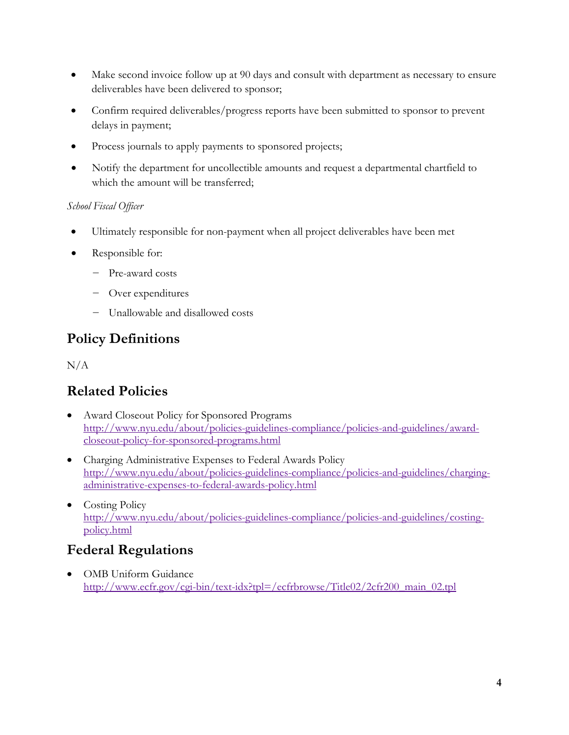- Make second invoice follow up at 90 days and consult with department as necessary to ensure deliverables have been delivered to sponsor;
- Confirm required deliverables/progress reports have been submitted to sponsor to prevent delays in payment;
- Process journals to apply payments to sponsored projects;
- Notify the department for uncollectible amounts and request a departmental chartfield to which the amount will be transferred;

*School Fiscal Officer*

- Ultimately responsible for non-payment when all project deliverables have been met
- Responsible for:
  - Pre-award costs
  - Over expenditures
  - Unallowable and disallowed costs

## Policy Definitions

N/A

## Related Policies

- Award Closeout Policy for Sponsored Programs
  [http://www.nyu.edu/about/policies-guidelines-compliance/policies-and-guidelines/award-closeout-policy-for-sponsored-programs.html](http://www.nyu.edu/about/policies-guidelines-compliance/policies-and-guidelines/award-closeout-policy-for-sponsored-programs.html)
- Charging Administrative Expenses to Federal Awards Policy
  [http://www.nyu.edu/about/policies-guidelines-compliance/policies-and-guidelines/charging-administrative-expenses-to-federal-awards-policy.html](http://www.nyu.edu/about/policies-guidelines-compliance/policies-and-guidelines/charging-administrative-expenses-to-federal-awards-policy.html)
- Costing Policy
  [http://www.nyu.edu/about/policies-guidelines-compliance/policies-and-guidelines/costing-policy.html](http://www.nyu.edu/about/policies-guidelines-compliance/policies-and-guidelines/costing-policy.html)

## Federal Regulations

- OMB Uniform Guidance
  [http://www.ecfr.gov/cgi-bin/text-idx?tpl=/ecfrbrowse/Title02/2cfr200_main_02.tpl](http://www.ecfr.gov/cgi-bin/text-idx?tpl=/ecfrbrowse/Title02/2cfr200_main_02.tpl)